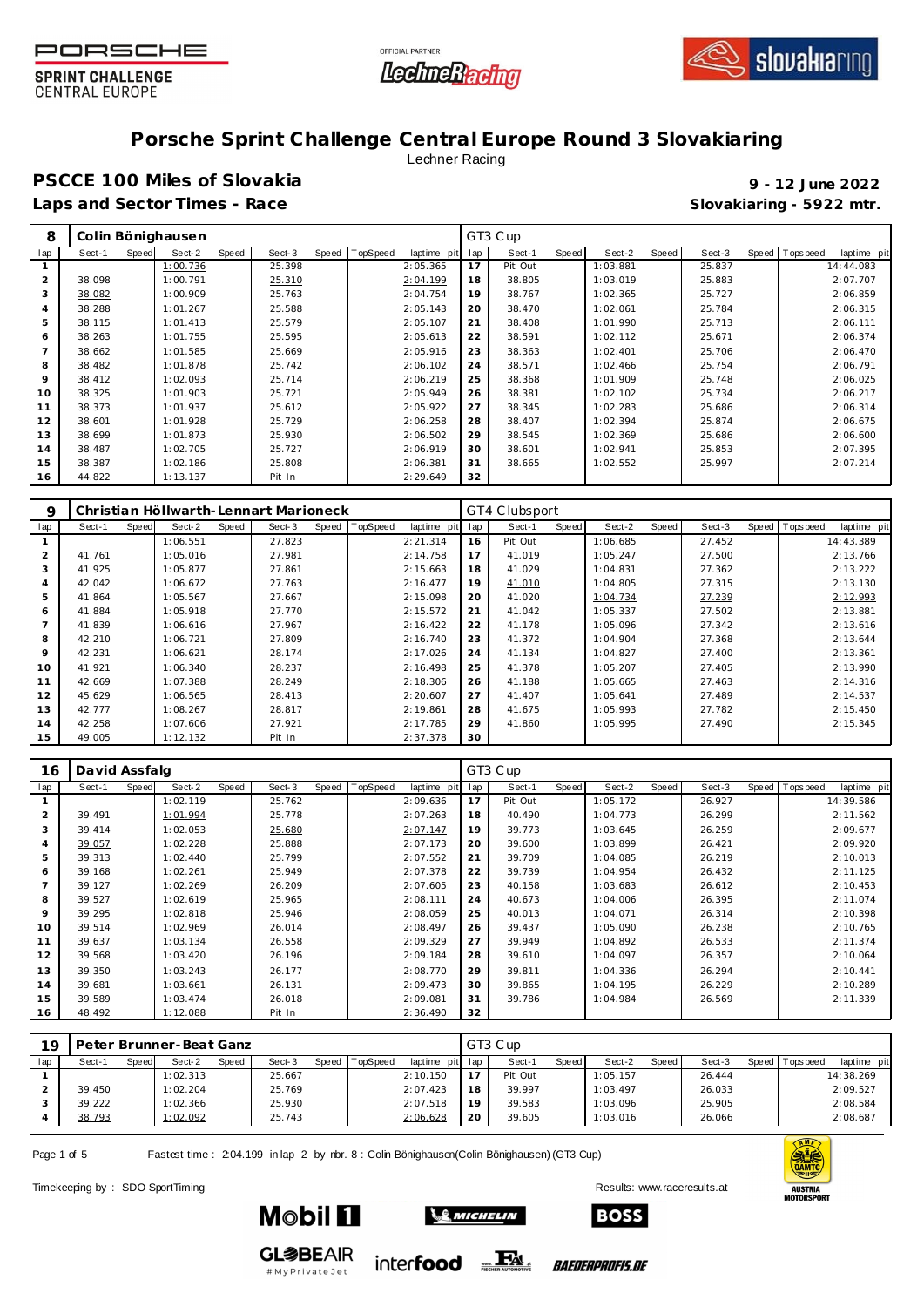# Porsche Sprint Challenge Central Europe Round 3 Slovakiaring

Lechner Racing

## PSCCE 100 Miles of Slovakia

**9 - 12 June 2022**

**Laps and Sector Times - Race**

**Slovakiaring - 5922 mtr.**

| 8 | Colin Bönighausen | | | | | | | | GT3 Cup | | | | | | | | |
|---|---|---|---|---|---|---|---|---|---|---|---|---|---|---|---|---|---|
| lap | Sect-1 | Speed | Sect-2 | Speed | Sect-3 | Speed | TopSpeed | laptime pit | lap | Sect-1 | Speed | Sect-2 | Speed | Sect-3 | Speed | Topspeed | laptime pit |
| 1 | | | 1:00.736 | | 25.398 | | | 2:05.365 | 17 | Pit Out | | 1:03.881 | | 25.837 | | | 14:44.083 |
| 2 | 38.098 | | 1:00.791 | | 25.310 | | | 2:04.199 | 18 | 38.805 | | 1:03.019 | | 25.883 | | | 2:07.707 |
| 3 | 38.082 | | 1:00.909 | | 25.763 | | | 2:04.754 | 19 | 38.767 | | 1:02.365 | | 25.727 | | | 2:06.859 |
| 4 | 38.288 | | 1:01.267 | | 25.588 | | | 2:05.143 | 20 | 38.470 | | 1:02.061 | | 25.784 | | | 2:06.315 |
| 5 | 38.115 | | 1:01.413 | | 25.579 | | | 2:05.107 | 21 | 38.408 | | 1:01.990 | | 25.713 | | | 2:06.111 |
| 6 | 38.263 | | 1:01.755 | | 25.595 | | | 2:05.613 | 22 | 38.591 | | 1:02.112 | | 25.671 | | | 2:06.374 |
| 7 | 38.662 | | 1:01.585 | | 25.669 | | | 2:05.916 | 23 | 38.363 | | 1:02.401 | | 25.706 | | | 2:06.470 |
| 8 | 38.482 | | 1:01.878 | | 25.742 | | | 2:06.102 | 24 | 38.571 | | 1:02.466 | | 25.754 | | | 2:06.791 |
| 9 | 38.412 | | 1:02.093 | | 25.714 | | | 2:06.219 | 25 | 38.368 | | 1:01.909 | | 25.748 | | | 2:06.025 |
| 10 | 38.325 | | 1:01.903 | | 25.721 | | | 2:05.949 | 26 | 38.381 | | 1:02.102 | | 25.734 | | | 2:06.217 |
| 11 | 38.373 | | 1:01.937 | | 25.612 | | | 2:05.922 | 27 | 38.345 | | 1:02.283 | | 25.686 | | | 2:06.314 |
| 12 | 38.601 | | 1:01.928 | | 25.729 | | | 2:06.258 | 28 | 38.407 | | 1:02.394 | | 25.874 | | | 2:06.675 |
| 13 | 38.699 | | 1:01.873 | | 25.930 | | | 2:06.502 | 29 | 38.545 | | 1:02.369 | | 25.686 | | | 2:06.600 |
| 14 | 38.487 | | 1:02.705 | | 25.727 | | | 2:06.919 | 30 | 38.601 | | 1:02.941 | | 25.853 | | | 2:07.395 |
| 15 | 38.387 | | 1:02.186 | | 25.808 | | | 2:06.381 | 31 | 38.665 | | 1:02.552 | | 25.997 | | | 2:07.214 |
| 16 | 44.822 | | 1:13.137 | | Pit In | | | 2:29.649 | 32 | | | | | | | | |

| 9 | Christian Höllwarth-Lennart Marioneck | | | | | | | | GT4 Clubsport | | | | | | | | |
|---|---|---|---|---|---|---|---|---|---|---|---|---|---|---|---|---|---|
| lap | Sect-1 | Speed | Sect-2 | Speed | Sect-3 | Speed | TopSpeed | laptime pit | lap | Sect-1 | Speed | Sect-2 | Speed | Sect-3 | Speed | Topspeed | laptime pit |
| 1 | | | 1:06.551 | | 27.823 | | | 2:21.314 | 16 | Pit Out | | 1:06.685 | | 27.452 | | | 14:43.389 |
| 2 | 41.761 | | 1:05.016 | | 27.981 | | | 2:14.758 | 17 | 41.019 | | 1:05.247 | | 27.500 | | | 2:13.766 |
| 3 | 41.925 | | 1:05.877 | | 27.861 | | | 2:15.663 | 18 | 41.029 | | 1:04.831 | | 27.362 | | | 2:13.222 |
| 4 | 42.042 | | 1:06.672 | | 27.763 | | | 2:16.477 | 19 | 41.010 | | 1:04.805 | | 27.315 | | | 2:13.130 |
| 5 | 41.864 | | 1:05.567 | | 27.667 | | | 2:15.098 | 20 | 41.020 | | 1:04.734 | | 27.239 | | | 2:12.993 |
| 6 | 41.884 | | 1:05.918 | | 27.770 | | | 2:15.572 | 21 | 41.042 | | 1:05.337 | | 27.502 | | | 2:13.881 |
| 7 | 41.839 | | 1:06.616 | | 27.967 | | | 2:16.422 | 22 | 41.178 | | 1:05.096 | | 27.342 | | | 2:13.616 |
| 8 | 42.210 | | 1:06.721 | | 27.809 | | | 2:16.740 | 23 | 41.372 | | 1:04.904 | | 27.368 | | | 2:13.644 |
| 9 | 42.231 | | 1:06.621 | | 28.174 | | | 2:17.026 | 24 | 41.134 | | 1:04.827 | | 27.400 | | | 2:13.361 |
| 10 | 41.921 | | 1:06.340 | | 28.237 | | | 2:16.498 | 25 | 41.378 | | 1:05.207 | | 27.405 | | | 2:13.990 |
| 11 | 42.669 | | 1:07.388 | | 28.249 | | | 2:18.306 | 26 | 41.188 | | 1:05.665 | | 27.463 | | | 2:14.316 |
| 12 | 45.629 | | 1:06.565 | | 28.413 | | | 2:20.607 | 27 | 41.407 | | 1:05.641 | | 27.489 | | | 2:14.537 |
| 13 | 42.777 | | 1:08.267 | | 28.817 | | | 2:19.861 | 28 | 41.675 | | 1:05.993 | | 27.782 | | | 2:15.450 |
| 14 | 42.258 | | 1:07.606 | | 27.921 | | | 2:17.785 | 29 | 41.860 | | 1:05.995 | | 27.490 | | | 2:15.345 |
| 15 | 49.005 | | 1:12.132 | | Pit In | | | 2:37.378 | 30 | | | | | | | | |

| 16 | David Assfalg | | | | | | | | GT3 Cup | | | | | | | | |
|---|---|---|---|---|---|---|---|---|---|---|---|---|---|---|---|---|---|
| lap | Sect-1 | Speed | Sect-2 | Speed | Sect-3 | Speed | TopSpeed | laptime pit | lap | Sect-1 | Speed | Sect-2 | Speed | Sect-3 | Speed | Topspeed | laptime pit |
| 1 | | | 1:02.119 | | 25.762 | | | 2:09.636 | 17 | Pit Out | | 1:05.172 | | 26.927 | | | 14:39.586 |
| 2 | 39.491 | | 1:01.994 | | 25.778 | | | 2:07.263 | 18 | 40.490 | | 1:04.773 | | 26.299 | | | 2:11.562 |
| 3 | 39.414 | | 1:02.053 | | 25.680 | | | 2:07.147 | 19 | 39.773 | | 1:03.645 | | 26.259 | | | 2:09.677 |
| 4 | 39.057 | | 1:02.228 | | 25.888 | | | 2:07.173 | 20 | 39.600 | | 1:03.899 | | 26.421 | | | 2:09.920 |
| 5 | 39.313 | | 1:02.440 | | 25.799 | | | 2:07.552 | 21 | 39.709 | | 1:04.085 | | 26.219 | | | 2:10.013 |
| 6 | 39.168 | | 1:02.261 | | 25.949 | | | 2:07.378 | 22 | 39.739 | | 1:04.954 | | 26.432 | | | 2:11.125 |
| 7 | 39.127 | | 1:02.269 | | 26.209 | | | 2:07.605 | 23 | 40.158 | | 1:03.683 | | 26.612 | | | 2:10.453 |
| 8 | 39.527 | | 1:02.619 | | 25.965 | | | 2:08.111 | 24 | 40.673 | | 1:04.006 | | 26.395 | | | 2:11.074 |
| 9 | 39.295 | | 1:02.818 | | 25.946 | | | 2:08.059 | 25 | 40.013 | | 1:04.071 | | 26.314 | | | 2:10.398 |
| 10 | 39.514 | | 1:02.969 | | 26.014 | | | 2:08.497 | 26 | 39.437 | | 1:05.090 | | 26.238 | | | 2:10.765 |
| 11 | 39.637 | | 1:03.134 | | 26.558 | | | 2:09.329 | 27 | 39.949 | | 1:04.892 | | 26.533 | | | 2:11.374 |
| 12 | 39.568 | | 1:03.420 | | 26.196 | | | 2:09.184 | 28 | 39.610 | | 1:04.097 | | 26.357 | | | 2:10.064 |
| 13 | 39.350 | | 1:03.243 | | 26.177 | | | 2:08.770 | 29 | 39.811 | | 1:04.336 | | 26.294 | | | 2:10.441 |
| 14 | 39.681 | | 1:03.661 | | 26.131 | | | 2:09.473 | 30 | 39.865 | | 1:04.195 | | 26.229 | | | 2:10.289 |
| 15 | 39.589 | | 1:03.474 | | 26.018 | | | 2:09.081 | 31 | 39.786 | | 1:04.984 | | 26.569 | | | 2:11.339 |
| 16 | 48.492 | | 1:12.088 | | Pit In | | | 2:36.490 | 32 | | | | | | | | |

| 19 | Peter Brunner-Beat Ganz | | | | | | | | GT3 Cup | | | | | | | | |
|---|---|---|---|---|---|---|---|---|---|---|---|---|---|---|---|---|---|
| lap | Sect-1 | Speed | Sect-2 | Speed | Sect-3 | Speed | TopSpeed | laptime pit | lap | Sect-1 | Speed | Sect-2 | Speed | Sect-3 | Speed | Topspeed | laptime pit |
| 1 | | | 1:02.313 | | 25.667 | | | 2:10.150 | 17 | Pit Out | | 1:05.157 | | 26.444 | | | 14:38.269 |
| 2 | 39.450 | | 1:02.204 | | 25.769 | | | 2:07.423 | 18 | 39.997 | | 1:03.497 | | 26.033 | | | 2:09.527 |
| 3 | 39.222 | | 1:02.366 | | 25.930 | | | 2:07.518 | 19 | 39.583 | | 1:03.096 | | 25.905 | | | 2:08.584 |
| 4 | 38.793 | | 1:02.092 | | 25.743 | | | 2:06.628 | 20 | 39.605 | | 1:03.016 | | 26.066 | | | 2:08.687 |

Fastest time : 2:04.199 in lap 2 by nbr. 8 : Colin Bönighausen(Colin Bönighausen) (GT3 Cup)

Timekeeping by : SDO SportTiming

Results: www.raceresults.at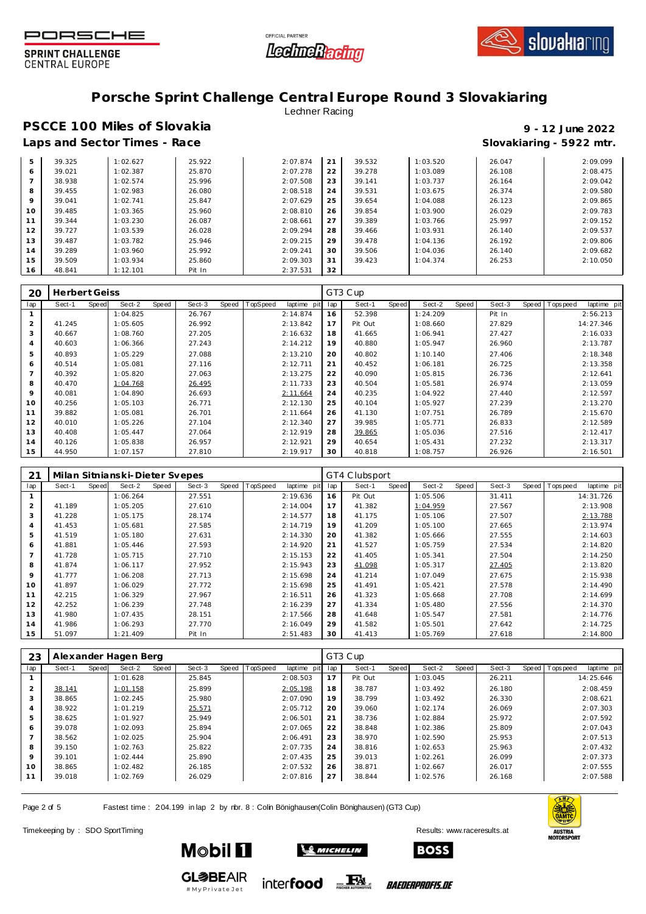# Porsche Sprint Challenge Central Europe Round 3 Slovakiaring

Lechner Racing

## PSCCE 100 Miles of Slovakia

**9 - 12 June 2022**

### Laps and Sector Times - Race

**Slovakiaring - 5922 mtr.**

| lap | Sect-1 | Sect-2 | Sect-3 | laptime | lap | Sect-1 | Sect-2 | Sect-3 | laptime |
|---|---|---|---|---|---|---|---|---|---|
| 5 | 39.325 | 1:02.627 | 25.922 | 2:07.874 | 21 | 39.532 | 1:03.520 | 26.047 | 2:09.099 |
| 6 | 39.021 | 1:02.387 | 25.870 | 2:07.278 | 22 | 39.278 | 1:03.089 | 26.108 | 2:08.475 |
| 7 | 38.938 | 1:02.574 | 25.996 | 2:07.508 | 23 | 39.141 | 1:03.737 | 26.164 | 2:09.042 |
| 8 | 39.455 | 1:02.983 | 26.080 | 2:08.518 | 24 | 39.531 | 1:03.675 | 26.374 | 2:09.580 |
| 9 | 39.041 | 1:02.741 | 25.847 | 2:07.629 | 25 | 39.654 | 1:04.088 | 26.123 | 2:09.865 |
| 10 | 39.485 | 1:03.365 | 25.960 | 2:08.810 | 26 | 39.854 | 1:03.900 | 26.029 | 2:09.783 |
| 11 | 39.344 | 1:03.230 | 26.087 | 2:08.661 | 27 | 39.389 | 1:03.766 | 25.997 | 2:09.152 |
| 12 | 39.727 | 1:03.539 | 26.028 | 2:09.294 | 28 | 39.466 | 1:03.931 | 26.140 | 2:09.537 |
| 13 | 39.487 | 1:03.782 | 25.946 | 2:09.215 | 29 | 39.478 | 1:04.136 | 26.192 | 2:09.806 |
| 14 | 39.289 | 1:03.960 | 25.992 | 2:09.241 | 30 | 39.506 | 1:04.036 | 26.140 | 2:09.682 |
| 15 | 39.509 | 1:03.934 | 25.860 | 2:09.303 | 31 | 39.423 | 1:04.374 | 26.253 | 2:10.050 |
| 16 | 48.841 | 1:12.101 | Pit In | 2:37.531 | 32 | | | | |

**20 Herbert Geiss** — GT3 Cup

| lap | Sect-1 | Speed | Sect-2 | Speed | Sect-3 | Speed | TopSpeed | laptime pit | lap | Sect-1 | Speed | Sect-2 | Speed | Sect-3 | Speed | Topspeed | laptime pit |
|---|---|---|---|---|---|---|---|---|---|---|---|---|---|---|---|---|---|
| 1 | | | 1:04.825 | | 26.767 | | | 2:14.874 | 16 | 52.398 | | 1:24.209 | | Pit In | | | 2:56.213 |
| 2 | 41.245 | | 1:05.605 | | 26.992 | | | 2:13.842 | 17 | Pit Out | | 1:08.660 | | 27.829 | | | 14:27.346 |
| 3 | 40.667 | | 1:08.760 | | 27.205 | | | 2:16.632 | 18 | 41.665 | | 1:06.941 | | 27.427 | | | 2:16.033 |
| 4 | 40.603 | | 1:06.366 | | 27.243 | | | 2:14.212 | 19 | 40.880 | | 1:05.947 | | 26.960 | | | 2:13.787 |
| 5 | 40.893 | | 1:05.229 | | 27.088 | | | 2:13.210 | 20 | 40.802 | | 1:10.140 | | 27.406 | | | 2:18.348 |
| 6 | 40.514 | | 1:05.081 | | 27.116 | | | 2:12.711 | 21 | 40.452 | | 1:06.181 | | 26.725 | | | 2:13.358 |
| 7 | 40.392 | | 1:05.820 | | 27.063 | | | 2:13.275 | 22 | 40.090 | | 1:05.815 | | 26.736 | | | 2:12.641 |
| 8 | 40.470 | | 1:04.768 | | 26.495 | | | 2:11.733 | 23 | 40.504 | | 1:05.581 | | 26.974 | | | 2:13.059 |
| 9 | 40.081 | | 1:04.890 | | 26.693 | | | 2:11.664 | 24 | 40.235 | | 1:04.922 | | 27.440 | | | 2:12.597 |
| 10 | 40.256 | | 1:05.103 | | 26.771 | | | 2:12.130 | 25 | 40.104 | | 1:05.927 | | 27.239 | | | 2:13.270 |
| 11 | 39.882 | | 1:05.081 | | 26.701 | | | 2:11.664 | 26 | 41.130 | | 1:07.751 | | 26.789 | | | 2:15.670 |
| 12 | 40.010 | | 1:05.226 | | 27.104 | | | 2:12.340 | 27 | 39.985 | | 1:05.771 | | 26.833 | | | 2:12.589 |
| 13 | 40.408 | | 1:05.447 | | 27.064 | | | 2:12.919 | 28 | 39.865 | | 1:05.036 | | 27.516 | | | 2:12.417 |
| 14 | 40.126 | | 1:05.838 | | 26.957 | | | 2:12.921 | 29 | 40.654 | | 1:05.431 | | 27.232 | | | 2:13.317 |
| 15 | 44.950 | | 1:07.157 | | 27.810 | | | 2:19.917 | 30 | 40.818 | | 1:08.757 | | 26.926 | | | 2:16.501 |

**21 Milan Sitnianski-Dieter Svepes** — GT4 Clubsport

| lap | Sect-1 | Speed | Sect-2 | Speed | Sect-3 | Speed | TopSpeed | laptime pit | lap | Sect-1 | Speed | Sect-2 | Speed | Sect-3 | Speed | Topspeed | laptime pit |
|---|---|---|---|---|---|---|---|---|---|---|---|---|---|---|---|---|---|
| 1 | | | 1:06.264 | | 27.551 | | | 2:19.636 | 16 | Pit Out | | 1:05.506 | | 31.411 | | | 14:31.726 |
| 2 | 41.189 | | 1:05.205 | | 27.610 | | | 2:14.004 | 17 | 41.382 | | 1:04.959 | | 27.567 | | | 2:13.908 |
| 3 | 41.228 | | 1:05.175 | | 28.174 | | | 2:14.577 | 18 | 41.175 | | 1:05.106 | | 27.507 | | | 2:13.788 |
| 4 | 41.453 | | 1:05.681 | | 27.585 | | | 2:14.719 | 19 | 41.209 | | 1:05.100 | | 27.665 | | | 2:13.974 |
| 5 | 41.519 | | 1:05.180 | | 27.631 | | | 2:14.330 | 20 | 41.382 | | 1:05.666 | | 27.555 | | | 2:14.603 |
| 6 | 41.881 | | 1:05.446 | | 27.593 | | | 2:14.920 | 21 | 41.527 | | 1:05.759 | | 27.534 | | | 2:14.820 |
| 7 | 41.728 | | 1:05.715 | | 27.710 | | | 2:15.153 | 22 | 41.405 | | 1:05.341 | | 27.504 | | | 2:14.250 |
| 8 | 41.874 | | 1:06.117 | | 27.952 | | | 2:15.943 | 23 | 41.098 | | 1:05.317 | | 27.405 | | | 2:13.820 |
| 9 | 41.777 | | 1:06.208 | | 27.713 | | | 2:15.698 | 24 | 41.214 | | 1:07.049 | | 27.675 | | | 2:15.938 |
| 10 | 41.897 | | 1:06.029 | | 27.772 | | | 2:15.698 | 25 | 41.491 | | 1:05.421 | | 27.578 | | | 2:14.490 |
| 11 | 42.215 | | 1:06.329 | | 27.967 | | | 2:16.511 | 26 | 41.323 | | 1:05.668 | | 27.708 | | | 2:14.699 |
| 12 | 42.252 | | 1:06.239 | | 27.748 | | | 2:16.239 | 27 | 41.334 | | 1:05.480 | | 27.556 | | | 2:14.370 |
| 13 | 41.980 | | 1:07.435 | | 28.151 | | | 2:17.566 | 28 | 41.648 | | 1:05.547 | | 27.581 | | | 2:14.776 |
| 14 | 41.986 | | 1:06.293 | | 27.770 | | | 2:16.049 | 29 | 41.582 | | 1:05.501 | | 27.642 | | | 2:14.725 |
| 15 | 51.097 | | 1:21.409 | | Pit In | | | 2:51.483 | 30 | 41.413 | | 1:05.769 | | 27.618 | | | 2:14.800 |

**23 Alexander Hagen Berg** — GT3 Cup

| lap | Sect-1 | Speed | Sect-2 | Speed | Sect-3 | Speed | TopSpeed | laptime pit | lap | Sect-1 | Speed | Sect-2 | Speed | Sect-3 | Speed | Topspeed | laptime pit |
|---|---|---|---|---|---|---|---|---|---|---|---|---|---|---|---|---|---|
| 1 | | | 1:01.628 | | 25.845 | | | 2:08.503 | 17 | Pit Out | | 1:03.045 | | 26.211 | | | 14:25.646 |
| 2 | 38.141 | | 1:01.158 | | 25.899 | | | 2:05.198 | 18 | 38.787 | | 1:03.492 | | 26.180 | | | 2:08.459 |
| 3 | 38.865 | | 1:02.245 | | 25.980 | | | 2:07.090 | 19 | 38.799 | | 1:03.492 | | 26.330 | | | 2:08.621 |
| 4 | 38.922 | | 1:01.219 | | 25.571 | | | 2:05.712 | 20 | 39.060 | | 1:02.174 | | 26.069 | | | 2:07.303 |
| 5 | 38.625 | | 1:01.927 | | 25.949 | | | 2:06.501 | 21 | 38.736 | | 1:02.884 | | 25.972 | | | 2:07.592 |
| 6 | 39.078 | | 1:02.093 | | 25.894 | | | 2:07.065 | 22 | 38.848 | | 1:02.386 | | 25.809 | | | 2:07.043 |
| 7 | 38.562 | | 1:02.025 | | 25.904 | | | 2:06.491 | 23 | 38.970 | | 1:02.590 | | 25.953 | | | 2:07.513 |
| 8 | 39.150 | | 1:02.763 | | 25.822 | | | 2:07.735 | 24 | 38.816 | | 1:02.653 | | 25.963 | | | 2:07.432 |
| 9 | 39.101 | | 1:02.444 | | 25.890 | | | 2:07.435 | 25 | 39.013 | | 1:02.261 | | 26.099 | | | 2:07.373 |
| 10 | 38.865 | | 1:02.482 | | 26.185 | | | 2:07.532 | 26 | 38.871 | | 1:02.667 | | 26.017 | | | 2:07.555 |
| 11 | 39.018 | | 1:02.769 | | 26.029 | | | 2:07.816 | 27 | 38.844 | | 1:02.576 | | 26.168 | | | 2:07.588 |

Fastest time : 2:04.199 in lap 2 by nbr. 8 : Colin Bönighausen(Colin Bönighausen) (GT3 Cup)

Timekeeping by : SDO SportTiming

Results: www.raceresults.at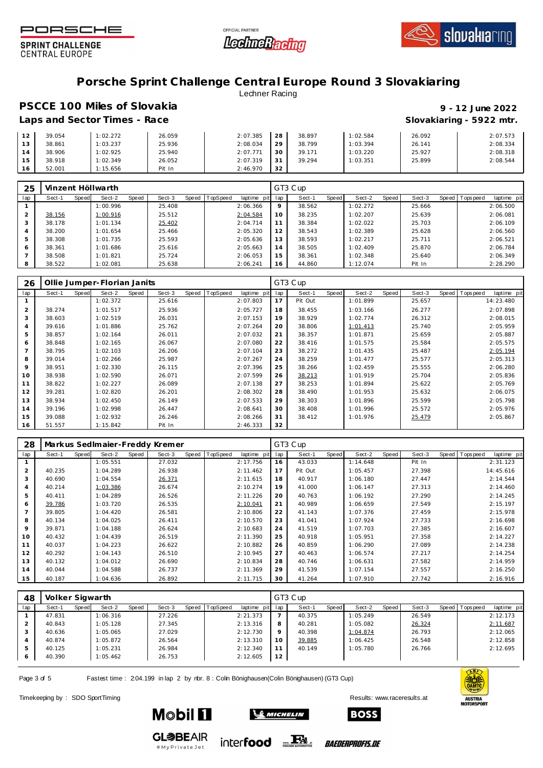# Porsche Sprint Challenge Central Europe Round 3 Slovakiaring

Lechner Racing

## PSCCE 100 Miles of Slovakia

**Laps and Sector Times - Race**

**9 - 12 June 2022**

**Slovakiaring - 5922 mtr.**

| lap | Sect-1 | Speed | Sect-2 | Speed | Sect-3 | Speed | TopSpeed | laptime pit | lap | Sect-1 | Speed | Sect-2 | Speed | Sect-3 | Speed | Topspeed | laptime pit |
|---|---|---|---|---|---|---|---|---|---|---|---|---|---|---|---|---|---|
| 12 | 39.054 | | 1:02.272 | | 26.059 | | | 2:07.385 | 28 | 38.897 | | 1:02.584 | | 26.092 | | | 2:07.573 |
| 13 | 38.861 | | 1:03.237 | | 25.936 | | | 2:08.034 | 29 | 38.799 | | 1:03.394 | | 26.141 | | | 2:08.334 |
| 14 | 38.906 | | 1:02.925 | | 25.940 | | | 2:07.771 | 30 | 39.171 | | 1:03.220 | | 25.927 | | | 2:08.318 |
| 15 | 38.918 | | 1:02.349 | | 26.052 | | | 2:07.319 | 31 | 39.294 | | 1:03.351 | | 25.899 | | | 2:08.544 |
| 16 | 52.001 | | 1:15.656 | | Pit In | | | 2:46.970 | 32 | | | | | | | | |

| 25 | Vinzent Höllwarth | | | | | | | | GT3 Cup | | | | | | | | |
|---|---|---|---|---|---|---|---|---|---|---|---|---|---|---|---|---|---|
| lap | Sect-1 | Speed | Sect-2 | Speed | Sect-3 | Speed | TopSpeed | laptime pit | lap | Sect-1 | Speed | Sect-2 | Speed | Sect-3 | Speed | Topspeed | laptime pit |
| 1 | | | 1:00.996 | | 25.408 | | | 2:06.366 | 9 | 38.562 | | 1:02.272 | | 25.666 | | | 2:06.500 |
| 2 | 38.156 | | 1:00.916 | | 25.512 | | | 2:04.584 | 10 | 38.235 | | 1:02.207 | | 25.639 | | | 2:06.081 |
| 3 | 38.178 | | 1:01.134 | | 25.402 | | | 2:04.714 | 11 | 38.384 | | 1:02.022 | | 25.703 | | | 2:06.109 |
| 4 | 38.200 | | 1:01.654 | | 25.466 | | | 2:05.320 | 12 | 38.543 | | 1:02.389 | | 25.628 | | | 2:06.560 |
| 5 | 38.308 | | 1:01.735 | | 25.593 | | | 2:05.636 | 13 | 38.593 | | 1:02.217 | | 25.711 | | | 2:06.521 |
| 6 | 38.361 | | 1:01.686 | | 25.616 | | | 2:05.663 | 14 | 38.505 | | 1:02.409 | | 25.870 | | | 2:06.784 |
| 7 | 38.508 | | 1:01.821 | | 25.724 | | | 2:06.053 | 15 | 38.361 | | 1:02.348 | | 25.640 | | | 2:06.349 |
| 8 | 38.522 | | 1:02.081 | | 25.638 | | | 2:06.241 | 16 | 44.860 | | 1:12.074 | | Pit In | | | 2:28.290 |

| 26 | Ollie Jumper-Florian Janits | | | | | | | | GT3 Cup | | | | | | | | |
|---|---|---|---|---|---|---|---|---|---|---|---|---|---|---|---|---|---|
| lap | Sect-1 | Speed | Sect-2 | Speed | Sect-3 | Speed | TopSpeed | laptime pit | lap | Sect-1 | Speed | Sect-2 | Speed | Sect-3 | Speed | Topspeed | laptime pit |
| 1 | | | 1:02.372 | | 25.616 | | | 2:07.803 | 17 | Pit Out | | 1:01.899 | | 25.657 | | | 14:23.480 |
| 2 | 38.274 | | 1:01.517 | | 25.936 | | | 2:05.727 | 18 | 38.455 | | 1:03.166 | | 26.277 | | | 2:07.898 |
| 3 | 38.603 | | 1:02.519 | | 26.031 | | | 2:07.153 | 19 | 38.929 | | 1:02.774 | | 26.312 | | | 2:08.015 |
| 4 | 39.616 | | 1:01.886 | | 25.762 | | | 2:07.264 | 20 | 38.806 | | 1:01.413 | | 25.740 | | | 2:05.959 |
| 5 | 38.857 | | 1:02.164 | | 26.011 | | | 2:07.032 | 21 | 38.357 | | 1:01.871 | | 25.659 | | | 2:05.887 |
| 6 | 38.848 | | 1:02.165 | | 26.067 | | | 2:07.080 | 22 | 38.416 | | 1:01.575 | | 25.584 | | | 2:05.575 |
| 7 | 38.795 | | 1:02.103 | | 26.206 | | | 2:07.104 | 23 | 38.272 | | 1:01.435 | | 25.487 | | | 2:05.194 |
| 8 | 39.014 | | 1:02.266 | | 25.987 | | | 2:07.267 | 24 | 38.259 | | 1:01.477 | | 25.577 | | | 2:05.313 |
| 9 | 38.951 | | 1:02.330 | | 26.115 | | | 2:07.396 | 25 | 38.266 | | 1:02.459 | | 25.555 | | | 2:06.280 |
| 10 | 38.938 | | 1:02.590 | | 26.071 | | | 2:07.599 | 26 | 38.213 | | 1:01.919 | | 25.704 | | | 2:05.836 |
| 11 | 38.822 | | 1:02.227 | | 26.089 | | | 2:07.138 | 27 | 38.253 | | 1:01.894 | | 25.622 | | | 2:05.769 |
| 12 | 39.281 | | 1:02.820 | | 26.201 | | | 2:08.302 | 28 | 38.490 | | 1:01.953 | | 25.632 | | | 2:06.075 |
| 13 | 38.934 | | 1:02.450 | | 26.149 | | | 2:07.533 | 29 | 38.303 | | 1:01.896 | | 25.599 | | | 2:05.798 |
| 14 | 39.196 | | 1:02.998 | | 26.447 | | | 2:08.641 | 30 | 38.408 | | 1:01.996 | | 25.572 | | | 2:05.976 |
| 15 | 39.088 | | 1:02.932 | | 26.246 | | | 2:08.266 | 31 | 38.412 | | 1:01.976 | | 25.479 | | | 2:05.867 |
| 16 | 51.557 | | 1:15.842 | | Pit In | | | 2:46.333 | 32 | | | | | | | | |

| 28 | Markus Sedlmaier-Freddy Kremer | | | | | | | | GT3 Cup | | | | | | | | |
|---|---|---|---|---|---|---|---|---|---|---|---|---|---|---|---|---|---|
| lap | Sect-1 | Speed | Sect-2 | Speed | Sect-3 | Speed | TopSpeed | laptime pit | lap | Sect-1 | Speed | Sect-2 | Speed | Sect-3 | Speed | Topspeed | laptime pit |
| 1 | | | 1:05.551 | | 27.032 | | | 2:17.756 | 16 | 43.033 | | 1:14.648 | | Pit In | | | 2:31.123 |
| 2 | 40.235 | | 1:04.289 | | 26.938 | | | 2:11.462 | 17 | Pit Out | | 1:05.457 | | 27.398 | | | 14:45.616 |
| 3 | 40.690 | | 1:04.554 | | 26.371 | | | 2:11.615 | 18 | 40.917 | | 1:06.180 | | 27.447 | | | 2:14.544 |
| 4 | 40.214 | | 1:03.386 | | 26.674 | | | 2:10.274 | 19 | 41.000 | | 1:06.147 | | 27.313 | | | 2:14.460 |
| 5 | 40.411 | | 1:04.289 | | 26.526 | | | 2:11.226 | 20 | 40.763 | | 1:06.192 | | 27.290 | | | 2:14.245 |
| 6 | 39.786 | | 1:03.720 | | 26.535 | | | 2:10.041 | 21 | 40.989 | | 1:06.659 | | 27.549 | | | 2:15.197 |
| 7 | 39.805 | | 1:04.420 | | 26.581 | | | 2:10.806 | 22 | 41.143 | | 1:07.376 | | 27.459 | | | 2:15.978 |
| 8 | 40.134 | | 1:04.025 | | 26.411 | | | 2:10.570 | 23 | 41.041 | | 1:07.924 | | 27.733 | | | 2:16.698 |
| 9 | 39.871 | | 1:04.188 | | 26.624 | | | 2:10.683 | 24 | 41.519 | | 1:07.703 | | 27.385 | | | 2:16.607 |
| 10 | 40.432 | | 1:04.439 | | 26.519 | | | 2:11.390 | 25 | 40.918 | | 1:05.951 | | 27.358 | | | 2:14.227 |
| 11 | 40.037 | | 1:04.223 | | 26.622 | | | 2:10.882 | 26 | 40.859 | | 1:06.290 | | 27.089 | | | 2:14.238 |
| 12 | 40.292 | | 1:04.143 | | 26.510 | | | 2:10.945 | 27 | 40.463 | | 1:06.574 | | 27.217 | | | 2:14.254 |
| 13 | 40.132 | | 1:04.012 | | 26.690 | | | 2:10.834 | 28 | 40.746 | | 1:06.631 | | 27.582 | | | 2:14.959 |
| 14 | 40.044 | | 1:04.588 | | 26.737 | | | 2:11.369 | 29 | 41.539 | | 1:07.154 | | 27.557 | | | 2:16.250 |
| 15 | 40.187 | | 1:04.636 | | 26.892 | | | 2:11.715 | 30 | 41.264 | | 1:07.910 | | 27.742 | | | 2:16.916 |

| 48 | Volker Sigwarth | | | | | | | | GT3 Cup | | | | | | | | |
|---|---|---|---|---|---|---|---|---|---|---|---|---|---|---|---|---|---|
| lap | Sect-1 | Speed | Sect-2 | Speed | Sect-3 | Speed | TopSpeed | laptime pit | lap | Sect-1 | Speed | Sect-2 | Speed | Sect-3 | Speed | Topspeed | laptime pit |
| 1 | 47.831 | | 1:06.316 | | 27.226 | | | 2:21.373 | 7 | 40.375 | | 1:05.249 | | 26.549 | | | 2:12.173 |
| 2 | 40.843 | | 1:05.128 | | 27.345 | | | 2:13.316 | 8 | 40.281 | | 1:05.082 | | 26.324 | | | 2:11.687 |
| 3 | 40.636 | | 1:05.065 | | 27.029 | | | 2:12.730 | 9 | 40.398 | | 1:04.874 | | 26.793 | | | 2:12.065 |
| 4 | 40.874 | | 1:05.872 | | 26.564 | | | 2:13.310 | 10 | 39.885 | | 1:06.425 | | 26.548 | | | 2:12.858 |
| 5 | 40.125 | | 1:05.231 | | 26.984 | | | 2:12.340 | 11 | 40.149 | | 1:05.780 | | 26.766 | | | 2:12.695 |
| 6 | 40.390 | | 1:05.462 | | 26.753 | | | 2:12.605 | 12 | | | | | | | | |

Fastest time : 2:04.199 in lap 2 by nbr. 8 : Colin Bönighausen(Colin Bönighausen) (GT3 Cup)

Timekeeping by : SDO SportTiming

Results: www.raceresults.at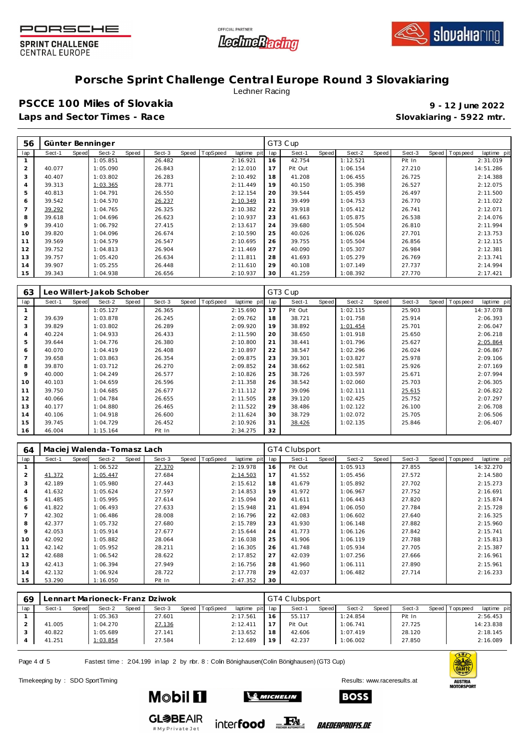# Porsche Sprint Challenge Central Europe Round 3 Slovakiaring

Lechner Racing

## PSCCE 100 Miles of Slovakia

**9 - 12 June 2022**

**Laps and Sector Times - Race**

**Slovakiaring - 5922 mtr.**

| 56 | Günter Benninger | | | | | | | | GT3 Cup | | | | | | | | |
|---|---|---|---|---|---|---|---|---|---|---|---|---|---|---|---|---|---|
| lap | Sect-1 | Speed | Sect-2 | Speed | Sect-3 | Speed | TopSpeed | laptime pit | lap | Sect-1 | Speed | Sect-2 | Speed | Sect-3 | Speed | Topspeed | laptime pit |
| 1 | | | 1:05.851 | | 26.482 | | | 2:16.921 | 16 | 42.754 | | 1:12.521 | | Pit In | | | 2:31.019 |
| 2 | 40.077 | | 1:05.090 | | 26.843 | | | 2:12.010 | 17 | Pit Out | | 1:06.154 | | 27.210 | | | 14:51.286 |
| 3 | 40.407 | | 1:03.802 | | 26.283 | | | 2:10.492 | 18 | 41.208 | | 1:06.455 | | 26.725 | | | 2:14.388 |
| 4 | 39.313 | | 1:03.365 | | 28.771 | | | 2:11.449 | 19 | 40.150 | | 1:05.398 | | 26.527 | | | 2:12.075 |
| 5 | 40.813 | | 1:04.791 | | 26.550 | | | 2:12.154 | 20 | 39.544 | | 1:05.459 | | 26.497 | | | 2:11.500 |
| 6 | 39.542 | | 1:04.570 | | 26.237 | | | 2:10.349 | 21 | 39.499 | | 1:04.753 | | 26.770 | | | 2:11.022 |
| 7 | 39.292 | | 1:04.765 | | 26.325 | | | 2:10.382 | 22 | 39.918 | | 1:05.412 | | 26.741 | | | 2:12.071 |
| 8 | 39.618 | | 1:04.696 | | 26.623 | | | 2:10.937 | 23 | 41.663 | | 1:05.875 | | 26.538 | | | 2:14.076 |
| 9 | 39.410 | | 1:06.792 | | 27.415 | | | 2:13.617 | 24 | 39.680 | | 1:05.504 | | 26.810 | | | 2:11.994 |
| 10 | 39.820 | | 1:04.096 | | 26.674 | | | 2:10.590 | 25 | 40.026 | | 1:06.026 | | 27.701 | | | 2:13.753 |
| 11 | 39.569 | | 1:04.579 | | 26.547 | | | 2:10.695 | 26 | 39.755 | | 1:05.504 | | 26.856 | | | 2:12.115 |
| 12 | 39.752 | | 1:04.813 | | 26.904 | | | 2:11.469 | 27 | 40.090 | | 1:05.307 | | 26.984 | | | 2:12.381 |
| 13 | 39.757 | | 1:05.420 | | 26.634 | | | 2:11.811 | 28 | 41.693 | | 1:05.279 | | 26.769 | | | 2:13.741 |
| 14 | 39.907 | | 1:05.255 | | 26.448 | | | 2:11.610 | 29 | 40.108 | | 1:07.149 | | 27.737 | | | 2:14.994 |
| 15 | 39.343 | | 1:04.938 | | 26.656 | | | 2:10.937 | 30 | 41.259 | | 1:08.392 | | 27.770 | | | 2:17.421 |

| 63 | Leo Willert-Jakob Schober | | | | | | | | GT3 Cup | | | | | | | | |
|---|---|---|---|---|---|---|---|---|---|---|---|---|---|---|---|---|---|
| lap | Sect-1 | Speed | Sect-2 | Speed | Sect-3 | Speed | TopSpeed | laptime pit | lap | Sect-1 | Speed | Sect-2 | Speed | Sect-3 | Speed | Topspeed | laptime pit |
| 1 | | | 1:05.127 | | 26.365 | | | 2:15.690 | 17 | Pit Out | | 1:02.115 | | 25.903 | | | 14:37.078 |
| 2 | 39.639 | | 1:03.878 | | 26.245 | | | 2:09.762 | 18 | 38.721 | | 1:01.758 | | 25.914 | | | 2:06.393 |
| 3 | 39.829 | | 1:03.802 | | 26.289 | | | 2:09.920 | 19 | 38.892 | | 1:01.454 | | 25.701 | | | 2:06.047 |
| 4 | 40.224 | | 1:04.933 | | 26.433 | | | 2:11.590 | 20 | 38.650 | | 1:01.918 | | 25.650 | | | 2:06.218 |
| 5 | 39.644 | | 1:04.776 | | 26.380 | | | 2:10.800 | 21 | 38.441 | | 1:01.796 | | 25.627 | | | 2:05.864 |
| 6 | 40.070 | | 1:04.419 | | 26.408 | | | 2:10.897 | 22 | 38.547 | | 1:02.296 | | 26.024 | | | 2:06.867 |
| 7 | 39.658 | | 1:03.863 | | 26.354 | | | 2:09.875 | 23 | 39.301 | | 1:03.827 | | 25.978 | | | 2:09.106 |
| 8 | 39.870 | | 1:03.712 | | 26.270 | | | 2:09.852 | 24 | 38.662 | | 1:02.581 | | 25.926 | | | 2:07.169 |
| 9 | 40.000 | | 1:04.249 | | 26.577 | | | 2:10.826 | 25 | 38.726 | | 1:03.597 | | 25.671 | | | 2:07.994 |
| 10 | 40.103 | | 1:04.659 | | 26.596 | | | 2:11.358 | 26 | 38.542 | | 1:02.060 | | 25.703 | | | 2:06.305 |
| 11 | 39.750 | | 1:04.685 | | 26.677 | | | 2:11.112 | 27 | 39.096 | | 1:02.111 | | 25.615 | | | 2:06.822 |
| 12 | 40.066 | | 1:04.784 | | 26.655 | | | 2:11.505 | 28 | 39.120 | | 1:02.425 | | 25.752 | | | 2:07.297 |
| 13 | 40.177 | | 1:04.880 | | 26.465 | | | 2:11.522 | 29 | 38.486 | | 1:02.122 | | 26.100 | | | 2:06.708 |
| 14 | 40.106 | | 1:04.918 | | 26.600 | | | 2:11.624 | 30 | 38.729 | | 1:02.072 | | 25.705 | | | 2:06.506 |
| 15 | 39.745 | | 1:04.729 | | 26.452 | | | 2:10.926 | 31 | 38.426 | | 1:02.135 | | 25.846 | | | 2:06.407 |
| 16 | 46.004 | | 1:15.164 | | Pit In | | | 2:34.275 | 32 | | | | | | | | |

| 64 | Maciej Walenda-Tomasz Lach | | | | | | | | GT4 Clubsport | | | | | | | | |
|---|---|---|---|---|---|---|---|---|---|---|---|---|---|---|---|---|---|
| lap | Sect-1 | Speed | Sect-2 | Speed | Sect-3 | Speed | TopSpeed | laptime pit | lap | Sect-1 | Speed | Sect-2 | Speed | Sect-3 | Speed | Topspeed | laptime pit |
| 1 | | | 1:06.522 | | 27.370 | | | 2:19.978 | 16 | Pit Out | | 1:05.913 | | 27.855 | | | 14:32.270 |
| 2 | 41.372 | | 1:05.447 | | 27.684 | | | 2:14.503 | 17 | 41.552 | | 1:05.456 | | 27.572 | | | 2:14.580 |
| 3 | 42.189 | | 1:05.980 | | 27.443 | | | 2:15.612 | 18 | 41.679 | | 1:05.892 | | 27.702 | | | 2:15.273 |
| 4 | 41.632 | | 1:05.624 | | 27.597 | | | 2:14.853 | 19 | 41.972 | | 1:06.967 | | 27.752 | | | 2:16.691 |
| 5 | 41.485 | | 1:05.995 | | 27.614 | | | 2:15.094 | 20 | 41.611 | | 1:06.443 | | 27.820 | | | 2:15.874 |
| 6 | 41.822 | | 1:06.493 | | 27.633 | | | 2:15.948 | 21 | 41.894 | | 1:06.050 | | 27.784 | | | 2:15.728 |
| 7 | 42.302 | | 1:06.486 | | 28.008 | | | 2:16.796 | 22 | 42.083 | | 1:06.602 | | 27.640 | | | 2:16.325 |
| 8 | 42.377 | | 1:05.732 | | 27.680 | | | 2:15.789 | 23 | 41.930 | | 1:06.148 | | 27.882 | | | 2:15.960 |
| 9 | 42.053 | | 1:05.914 | | 27.677 | | | 2:15.644 | 24 | 41.773 | | 1:06.126 | | 27.842 | | | 2:15.741 |
| 10 | 42.092 | | 1:05.882 | | 28.064 | | | 2:16.038 | 25 | 41.906 | | 1:06.119 | | 27.788 | | | 2:15.813 |
| 11 | 42.142 | | 1:05.952 | | 28.211 | | | 2:16.305 | 26 | 41.748 | | 1:05.934 | | 27.705 | | | 2:15.387 |
| 12 | 42.688 | | 1:06.542 | | 28.622 | | | 2:17.852 | 27 | 42.039 | | 1:07.256 | | 27.666 | | | 2:16.961 |
| 13 | 42.413 | | 1:06.394 | | 27.949 | | | 2:16.756 | 28 | 41.960 | | 1:06.111 | | 27.890 | | | 2:15.961 |
| 14 | 42.132 | | 1:06.924 | | 28.722 | | | 2:17.778 | 29 | 42.037 | | 1:06.482 | | 27.714 | | | 2:16.233 |
| 15 | 53.290 | | 1:16.050 | | Pit In | | | 2:47.352 | 30 | | | | | | | | |

| 69 | Lennart Marioneck-Franz Dziwok | | | | | | | | GT4 Clubsport | | | | | | | | |
|---|---|---|---|---|---|---|---|---|---|---|---|---|---|---|---|---|---|
| lap | Sect-1 | Speed | Sect-2 | Speed | Sect-3 | Speed | TopSpeed | laptime pit | lap | Sect-1 | Speed | Sect-2 | Speed | Sect-3 | Speed | Topspeed | laptime pit |
| 1 | | | 1:05.363 | | 27.601 | | | 2:17.561 | 16 | 55.117 | | 1:24.854 | | Pit In | | | 2:56.453 |
| 2 | 41.005 | | 1:04.270 | | 27.136 | | | 2:12.411 | 17 | Pit Out | | 1:06.741 | | 27.725 | | | 14:23.838 |
| 3 | 40.822 | | 1:05.689 | | 27.141 | | | 2:13.652 | 18 | 42.606 | | 1:07.419 | | 28.120 | | | 2:18.145 |
| 4 | 41.251 | | 1:03.854 | | 27.584 | | | 2:12.689 | 19 | 42.237 | | 1:06.002 | | 27.850 | | | 2:16.089 |

Fastest time : 2:04.199 in lap 2 by nbr. 8 : Colin Bönighausen(Colin Bönighausen) (GT3 Cup)

Timekeeping by : SDO SportTiming

Results: www.raceresults.at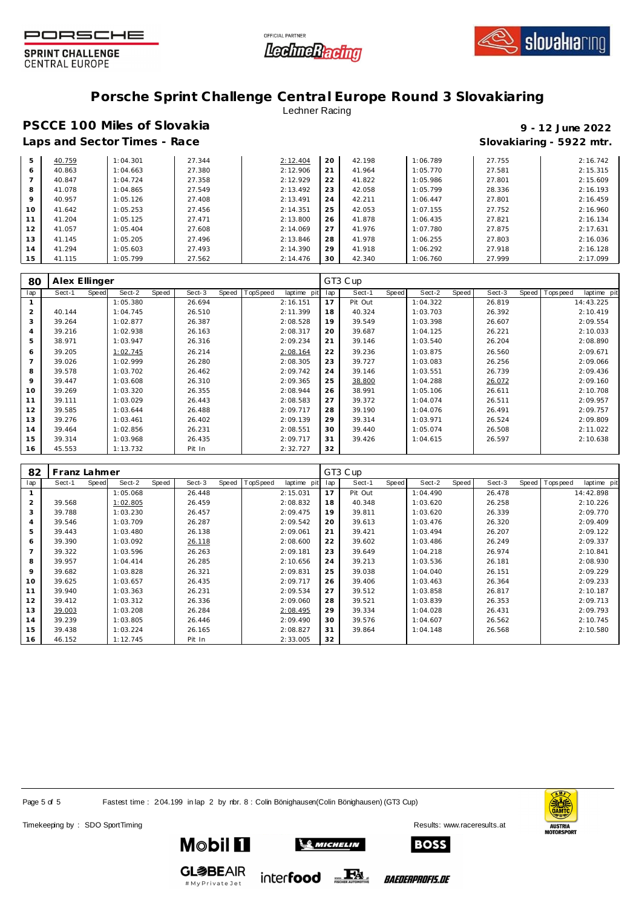# Porsche Sprint Challenge Central Europe Round 3 Slovakiaring

Lechner Racing

## PSCCE 100 Miles of Slovakia

**9 - 12 June 2022**

### Laps and Sector Times - Race

**Slovakiaring - 5922 mtr.**

| lap | Sect-1 | Sect-2 | Sect-3 | laptime | lap | Sect-1 | Sect-2 | Sect-3 | laptime |
|---|---|---|---|---|---|---|---|---|---|
| 5 | 40.759 | 1:04.301 | 27.344 | 2:12.404 | 20 | 42.198 | 1:06.789 | 27.755 | 2:16.742 |
| 6 | 40.863 | 1:04.663 | 27.380 | 2:12.906 | 21 | 41.964 | 1:05.770 | 27.581 | 2:15.315 |
| 7 | 40.847 | 1:04.724 | 27.358 | 2:12.929 | 22 | 41.822 | 1:05.986 | 27.801 | 2:15.609 |
| 8 | 41.078 | 1:04.865 | 27.549 | 2:13.492 | 23 | 42.058 | 1:05.799 | 28.336 | 2:16.193 |
| 9 | 40.957 | 1:05.126 | 27.408 | 2:13.491 | 24 | 42.211 | 1:06.447 | 27.801 | 2:16.459 |
| 10 | 41.642 | 1:05.253 | 27.456 | 2:14.351 | 25 | 42.053 | 1:07.155 | 27.752 | 2:16.960 |
| 11 | 41.204 | 1:05.125 | 27.471 | 2:13.800 | 26 | 41.878 | 1:06.435 | 27.821 | 2:16.134 |
| 12 | 41.057 | 1:05.404 | 27.608 | 2:14.069 | 27 | 41.976 | 1:07.780 | 27.875 | 2:17.631 |
| 13 | 41.145 | 1:05.205 | 27.496 | 2:13.846 | 28 | 41.978 | 1:06.255 | 27.803 | 2:16.036 |
| 14 | 41.294 | 1:05.603 | 27.493 | 2:14.390 | 29 | 41.918 | 1:06.292 | 27.918 | 2:16.128 |
| 15 | 41.115 | 1:05.799 | 27.562 | 2:14.476 | 30 | 42.340 | 1:06.760 | 27.999 | 2:17.099 |

**80 Alex Ellinger** — GT3 Cup

| lap | Sect-1 | Speed | Sect-2 | Speed | Sect-3 | Speed | TopSpeed | laptime pit | lap | Sect-1 | Speed | Sect-2 | Speed | Sect-3 | Speed | Topspeed | laptime pit |
|---|---|---|---|---|---|---|---|---|---|---|---|---|---|---|---|---|---|
| 1 | | | 1:05.380 | | 26.694 | | | 2:16.151 | 17 | Pit Out | | 1:04.322 | | 26.819 | | | 14:43.225 |
| 2 | 40.144 | | 1:04.745 | | 26.510 | | | 2:11.399 | 18 | 40.324 | | 1:03.703 | | 26.392 | | | 2:10.419 |
| 3 | 39.264 | | 1:02.877 | | 26.387 | | | 2:08.528 | 19 | 39.549 | | 1:03.398 | | 26.607 | | | 2:09.554 |
| 4 | 39.216 | | 1:02.938 | | 26.163 | | | 2:08.317 | 20 | 39.687 | | 1:04.125 | | 26.221 | | | 2:10.033 |
| 5 | 38.971 | | 1:03.947 | | 26.316 | | | 2:09.234 | 21 | 39.146 | | 1:03.540 | | 26.204 | | | 2:08.890 |
| 6 | 39.205 | | 1:02.745 | | 26.214 | | | 2:08.164 | 22 | 39.236 | | 1:03.875 | | 26.560 | | | 2:09.671 |
| 7 | 39.026 | | 1:02.999 | | 26.280 | | | 2:08.305 | 23 | 39.727 | | 1:03.083 | | 26.256 | | | 2:09.066 |
| 8 | 39.578 | | 1:03.702 | | 26.462 | | | 2:09.742 | 24 | 39.146 | | 1:03.551 | | 26.739 | | | 2:09.436 |
| 9 | 39.447 | | 1:03.608 | | 26.310 | | | 2:09.365 | 25 | 38.800 | | 1:04.288 | | 26.072 | | | 2:09.160 |
| 10 | 39.269 | | 1:03.320 | | 26.355 | | | 2:08.944 | 26 | 38.991 | | 1:05.106 | | 26.611 | | | 2:10.708 |
| 11 | 39.111 | | 1:03.029 | | 26.443 | | | 2:08.583 | 27 | 39.372 | | 1:04.074 | | 26.511 | | | 2:09.957 |
| 12 | 39.585 | | 1:03.644 | | 26.488 | | | 2:09.717 | 28 | 39.190 | | 1:04.076 | | 26.491 | | | 2:09.757 |
| 13 | 39.276 | | 1:03.461 | | 26.402 | | | 2:09.139 | 29 | 39.314 | | 1:03.971 | | 26.524 | | | 2:09.809 |
| 14 | 39.464 | | 1:02.856 | | 26.231 | | | 2:08.551 | 30 | 39.440 | | 1:05.074 | | 26.508 | | | 2:11.022 |
| 15 | 39.314 | | 1:03.968 | | 26.435 | | | 2:09.717 | 31 | 39.426 | | 1:04.615 | | 26.597 | | | 2:10.638 |
| 16 | 45.553 | | 1:13.732 | | Pit In | | | 2:32.727 | 32 | | | | | | | | |

**82 Franz Lahmer** — GT3 Cup

| lap | Sect-1 | Speed | Sect-2 | Speed | Sect-3 | Speed | TopSpeed | laptime pit | lap | Sect-1 | Speed | Sect-2 | Speed | Sect-3 | Speed | Topspeed | laptime pit |
|---|---|---|---|---|---|---|---|---|---|---|---|---|---|---|---|---|---|
| 1 | | | 1:05.068 | | 26.448 | | | 2:15.031 | 17 | Pit Out | | 1:04.490 | | 26.478 | | | 14:42.898 |
| 2 | 39.568 | | 1:02.805 | | 26.459 | | | 2:08.832 | 18 | 40.348 | | 1:03.620 | | 26.258 | | | 2:10.226 |
| 3 | 39.788 | | 1:03.230 | | 26.457 | | | 2:09.475 | 19 | 39.811 | | 1:03.620 | | 26.339 | | | 2:09.770 |
| 4 | 39.546 | | 1:03.709 | | 26.287 | | | 2:09.542 | 20 | 39.613 | | 1:03.476 | | 26.320 | | | 2:09.409 |
| 5 | 39.443 | | 1:03.480 | | 26.138 | | | 2:09.061 | 21 | 39.421 | | 1:03.494 | | 26.207 | | | 2:09.122 |
| 6 | 39.390 | | 1:03.092 | | 26.118 | | | 2:08.600 | 22 | 39.602 | | 1:03.486 | | 26.249 | | | 2:09.337 |
| 7 | 39.322 | | 1:03.596 | | 26.263 | | | 2:09.181 | 23 | 39.649 | | 1:04.218 | | 26.974 | | | 2:10.841 |
| 8 | 39.957 | | 1:04.414 | | 26.285 | | | 2:10.656 | 24 | 39.213 | | 1:03.536 | | 26.181 | | | 2:08.930 |
| 9 | 39.682 | | 1:03.828 | | 26.321 | | | 2:09.831 | 25 | 39.038 | | 1:04.040 | | 26.151 | | | 2:09.229 |
| 10 | 39.625 | | 1:03.657 | | 26.435 | | | 2:09.717 | 26 | 39.406 | | 1:03.463 | | 26.364 | | | 2:09.233 |
| 11 | 39.940 | | 1:03.363 | | 26.231 | | | 2:09.534 | 27 | 39.512 | | 1:03.858 | | 26.817 | | | 2:10.187 |
| 12 | 39.412 | | 1:03.312 | | 26.336 | | | 2:09.060 | 28 | 39.521 | | 1:03.839 | | 26.353 | | | 2:09.713 |
| 13 | 39.003 | | 1:03.208 | | 26.284 | | | 2:08.495 | 29 | 39.334 | | 1:04.028 | | 26.431 | | | 2:09.793 |
| 14 | 39.239 | | 1:03.805 | | 26.446 | | | 2:09.490 | 30 | 39.576 | | 1:04.607 | | 26.562 | | | 2:10.745 |
| 15 | 39.438 | | 1:03.224 | | 26.165 | | | 2:08.827 | 31 | 39.864 | | 1:04.148 | | 26.568 | | | 2:10.580 |
| 16 | 46.152 | | 1:12.745 | | Pit In | | | 2:33.005 | 32 | | | | | | | | |

Fastest time : 2:04.199 in lap 2 by nbr. 8 : Colin Bönighausen(Colin Bönighausen) (GT3 Cup)

Timekeeping by : SDO SportTiming

Results: www.raceresults.at